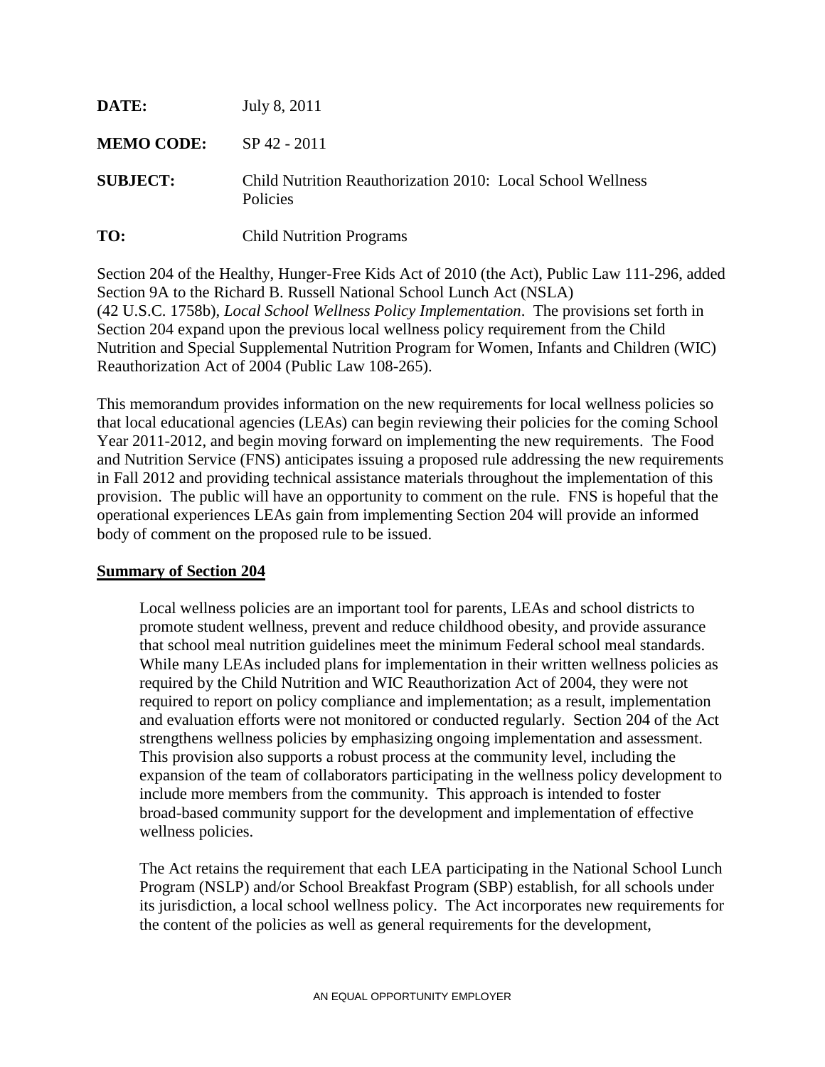**DATE:** July 8, 2011

**MEMO CODE:** SP 42 - 2011

**SUBJECT:** Child Nutrition Reauthorization 2010: Local School Wellness Policies

**TO:** Child Nutrition Programs

Section 204 of the Healthy, Hunger-Free Kids Act of 2010 (the Act), Public Law 111-296, added Section 9A to the Richard B. Russell National School Lunch Act (NSLA) (42 U.S.C. 1758b), *Local School Wellness Policy Implementation*. The provisions set forth in Section 204 expand upon the previous local wellness policy requirement from the Child Nutrition and Special Supplemental Nutrition Program for Women, Infants and Children (WIC) Reauthorization Act of 2004 (Public Law 108-265).

This memorandum provides information on the new requirements for local wellness policies so that local educational agencies (LEAs) can begin reviewing their policies for the coming School Year 2011-2012, and begin moving forward on implementing the new requirements. The Food and Nutrition Service (FNS) anticipates issuing a proposed rule addressing the new requirements in Fall 2012 and providing technical assistance materials throughout the implementation of this provision. The public will have an opportunity to comment on the rule. FNS is hopeful that the operational experiences LEAs gain from implementing Section 204 will provide an informed body of comment on the proposed rule to be issued.

**Summary of Section 204**

Local wellness policies are an important tool for parents, LEAs and school districts to promote student wellness, prevent and reduce childhood obesity, and provide assurance that school meal nutrition guidelines meet the minimum Federal school meal standards. While many LEAs included plans for implementation in their written wellness policies as required by the Child Nutrition and WIC Reauthorization Act of 2004, they were not required to report on policy compliance and implementation; as a result, implementation and evaluation efforts were not monitored or conducted regularly. Section 204 of the Act strengthens wellness policies by emphasizing ongoing implementation and assessment. This provision also supports a robust process at the community level, including the expansion of the team of collaborators participating in the wellness policy development to include more members from the community. This approach is intended to foster broad-based community support for the development and implementation of effective wellness policies.

The Act retains the requirement that each LEA participating in the National School Lunch Program (NSLP) and/or School Breakfast Program (SBP) establish, for all schools under its jurisdiction, a local school wellness policy. The Act incorporates new requirements for the content of the policies as well as general requirements for the development,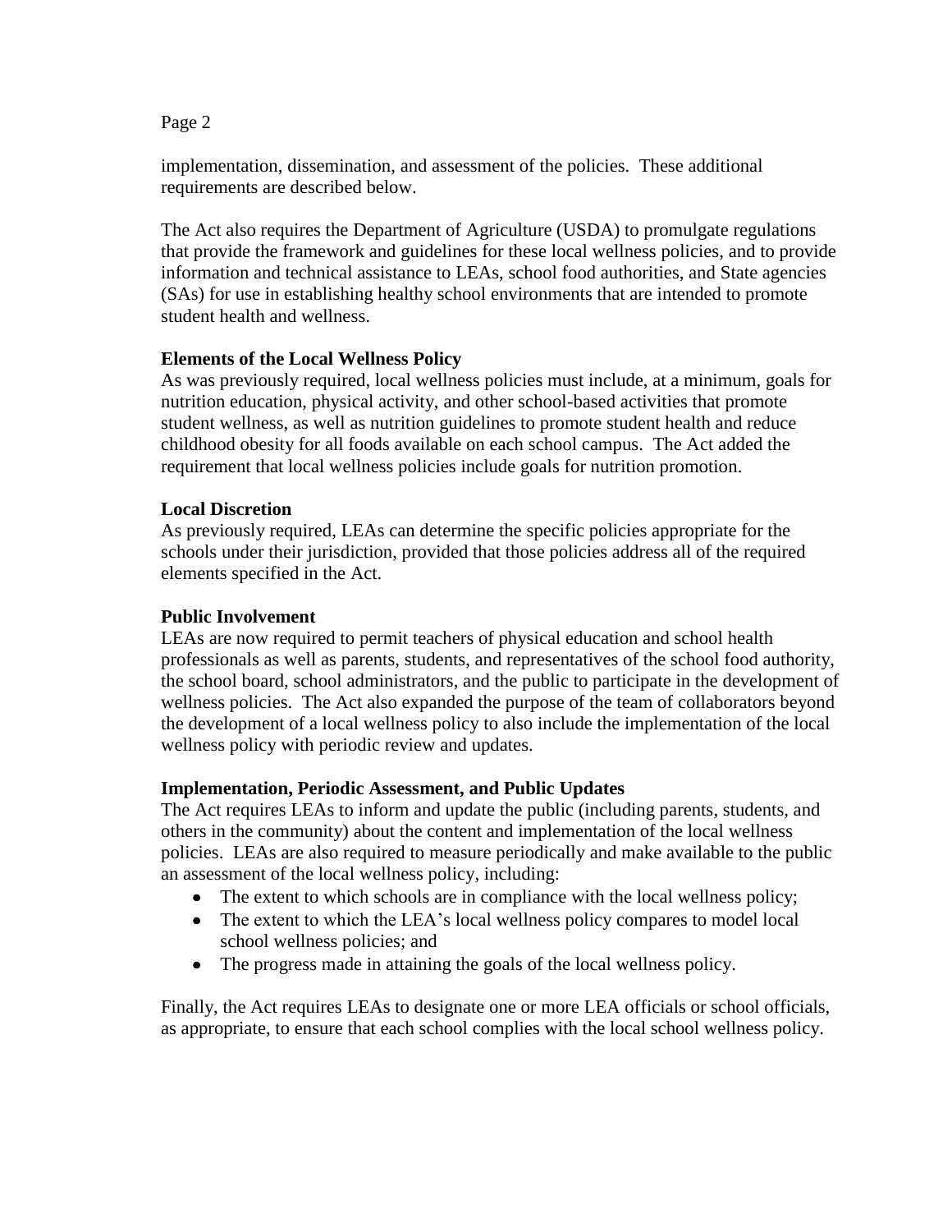implementation, dissemination, and assessment of the policies. These additional requirements are described below.

The Act also requires the Department of Agriculture (USDA) to promulgate regulations that provide the framework and guidelines for these local wellness policies, and to provide information and technical assistance to LEAs, school food authorities, and State agencies (SAs) for use in establishing healthy school environments that are intended to promote student health and wellness.

**Elements of the Local Wellness Policy**

As was previously required, local wellness policies must include, at a minimum, goals for nutrition education, physical activity, and other school-based activities that promote student wellness, as well as nutrition guidelines to promote student health and reduce childhood obesity for all foods available on each school campus. The Act added the requirement that local wellness policies include goals for nutrition promotion.

**Local Discretion**

As previously required, LEAs can determine the specific policies appropriate for the schools under their jurisdiction, provided that those policies address all of the required elements specified in the Act.

**Public Involvement**

LEAs are now required to permit teachers of physical education and school health professionals as well as parents, students, and representatives of the school food authority, the school board, school administrators, and the public to participate in the development of wellness policies. The Act also expanded the purpose of the team of collaborators beyond the development of a local wellness policy to also include the implementation of the local wellness policy with periodic review and updates.

**Implementation, Periodic Assessment, and Public Updates**

The Act requires LEAs to inform and update the public (including parents, students, and others in the community) about the content and implementation of the local wellness policies. LEAs are also required to measure periodically and make available to the public an assessment of the local wellness policy, including:

- The extent to which schools are in compliance with the local wellness policy;
- The extent to which the LEA's local wellness policy compares to model local school wellness policies; and
- The progress made in attaining the goals of the local wellness policy.

Finally, the Act requires LEAs to designate one or more LEA officials or school officials, as appropriate, to ensure that each school complies with the local school wellness policy.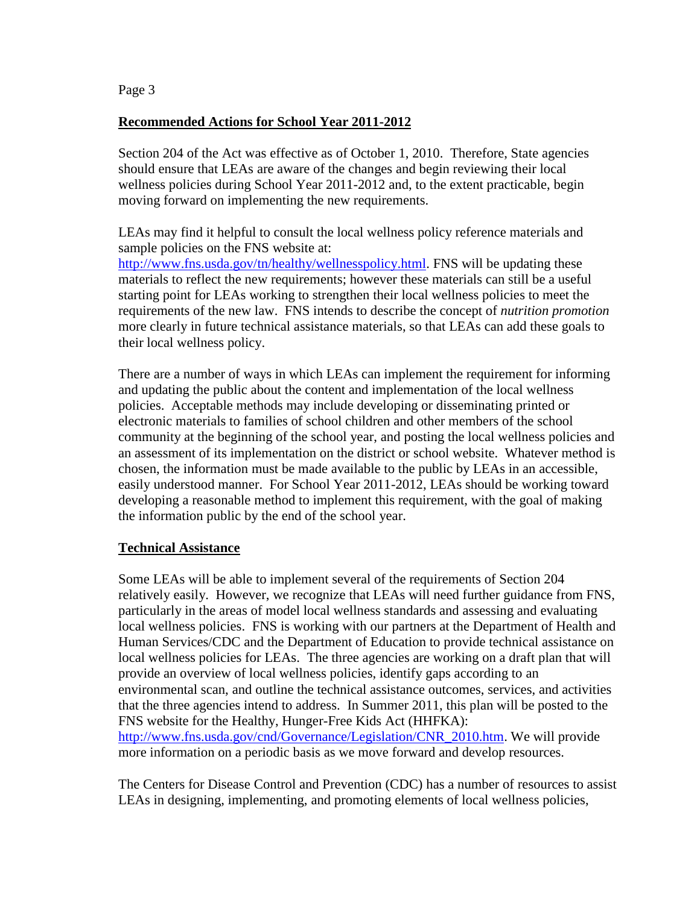## Recommended Actions for School Year 2011-2012

Section 204 of the Act was effective as of October 1, 2010. Therefore, State agencies should ensure that LEAs are aware of the changes and begin reviewing their local wellness policies during School Year 2011-2012 and, to the extent practicable, begin moving forward on implementing the new requirements.

LEAs may find it helpful to consult the local wellness policy reference materials and sample policies on the FNS website at: [http://www.fns.usda.gov/tn/healthy/wellnesspolicy.html](http://www.fns.usda.gov/tn/healthy/wellnesspolicy.html). FNS will be updating these materials to reflect the new requirements; however these materials can still be a useful starting point for LEAs working to strengthen their local wellness policies to meet the requirements of the new law. FNS intends to describe the concept of *nutrition promotion* more clearly in future technical assistance materials, so that LEAs can add these goals to their local wellness policy.

There are a number of ways in which LEAs can implement the requirement for informing and updating the public about the content and implementation of the local wellness policies. Acceptable methods may include developing or disseminating printed or electronic materials to families of school children and other members of the school community at the beginning of the school year, and posting the local wellness policies and an assessment of its implementation on the district or school website. Whatever method is chosen, the information must be made available to the public by LEAs in an accessible, easily understood manner. For School Year 2011-2012, LEAs should be working toward developing a reasonable method to implement this requirement, with the goal of making the information public by the end of the school year.

## Technical Assistance

Some LEAs will be able to implement several of the requirements of Section 204 relatively easily. However, we recognize that LEAs will need further guidance from FNS, particularly in the areas of model local wellness standards and assessing and evaluating local wellness policies. FNS is working with our partners at the Department of Health and Human Services/CDC and the Department of Education to provide technical assistance on local wellness policies for LEAs. The three agencies are working on a draft plan that will provide an overview of local wellness policies, identify gaps according to an environmental scan, and outline the technical assistance outcomes, services, and activities that the three agencies intend to address. In Summer 2011, this plan will be posted to the FNS website for the Healthy, Hunger-Free Kids Act (HHFKA): [http://www.fns.usda.gov/cnd/Governance/Legislation/CNR_2010.htm](http://www.fns.usda.gov/cnd/Governance/Legislation/CNR_2010.htm). We will provide more information on a periodic basis as we move forward and develop resources.

The Centers for Disease Control and Prevention (CDC) has a number of resources to assist LEAs in designing, implementing, and promoting elements of local wellness policies,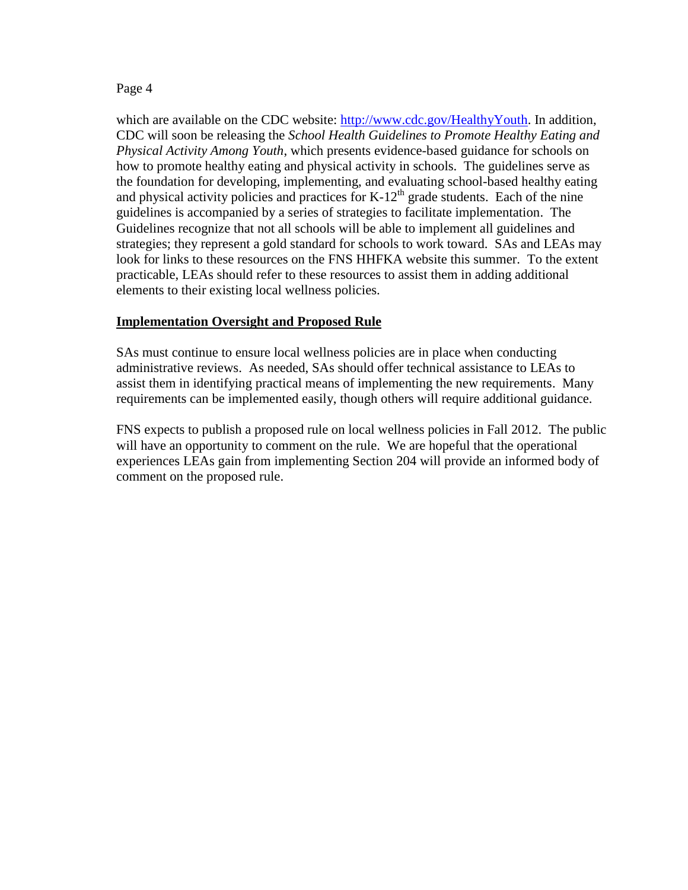which are available on the CDC website: [http://www.cdc.gov/HealthyYouth](http://www.cdc.gov/HealthyYouth). In addition, CDC will soon be releasing the *School Health Guidelines to Promote Healthy Eating and Physical Activity Among Youth*, which presents evidence-based guidance for schools on how to promote healthy eating and physical activity in schools. The guidelines serve as the foundation for developing, implementing, and evaluating school-based healthy eating and physical activity policies and practices for K-12th grade students. Each of the nine guidelines is accompanied by a series of strategies to facilitate implementation. The Guidelines recognize that not all schools will be able to implement all guidelines and strategies; they represent a gold standard for schools to work toward. SAs and LEAs may look for links to these resources on the FNS HHFKA website this summer. To the extent practicable, LEAs should refer to these resources to assist them in adding additional elements to their existing local wellness policies.

## Implementation Oversight and Proposed Rule

SAs must continue to ensure local wellness policies are in place when conducting administrative reviews. As needed, SAs should offer technical assistance to LEAs to assist them in identifying practical means of implementing the new requirements. Many requirements can be implemented easily, though others will require additional guidance.

FNS expects to publish a proposed rule on local wellness policies in Fall 2012. The public will have an opportunity to comment on the rule. We are hopeful that the operational experiences LEAs gain from implementing Section 204 will provide an informed body of comment on the proposed rule.